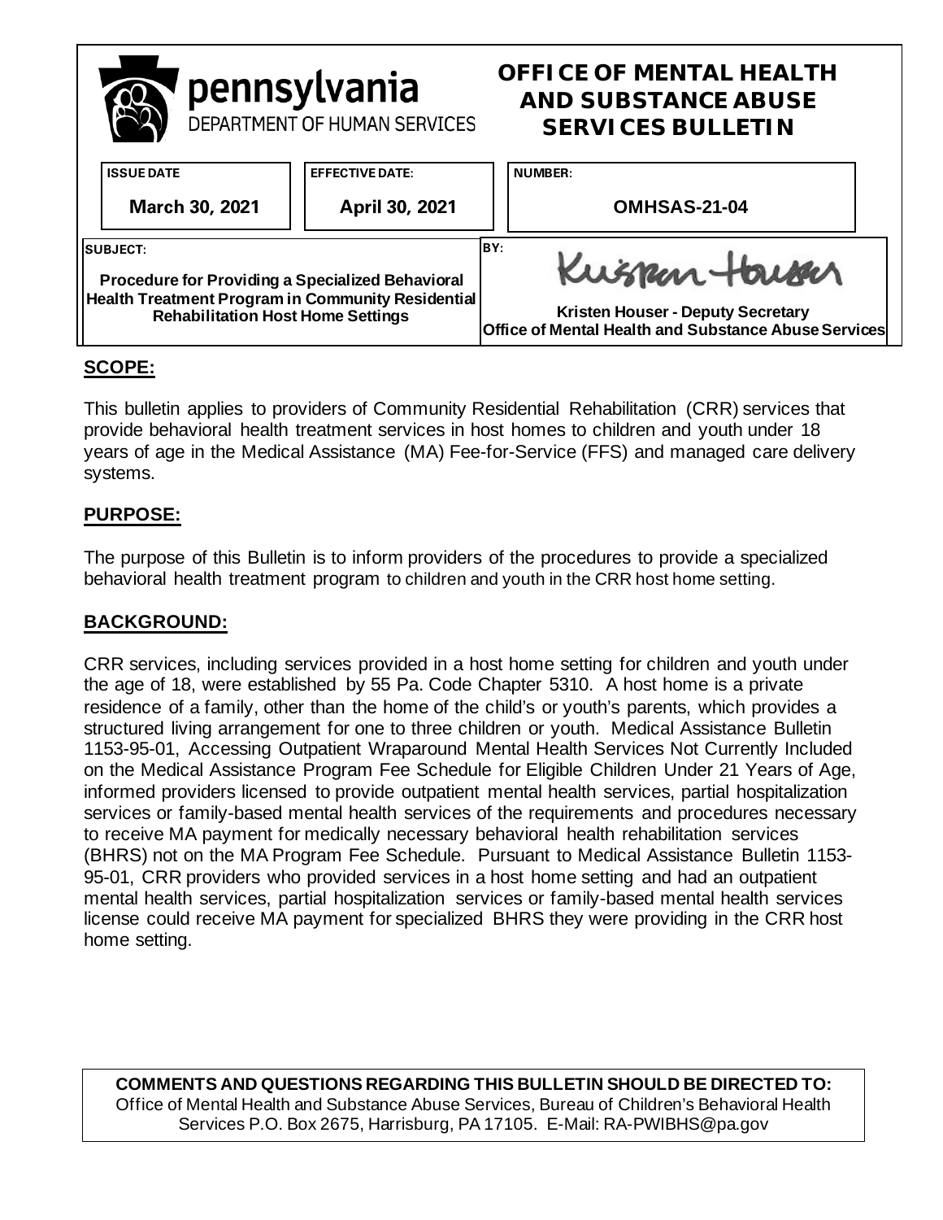**pennsylvania**
DEPARTMENT OF HUMAN SERVICES

# OFFICE OF MENTAL HEALTH AND SUBSTANCE ABUSE SERVICES BULLETIN

| ISSUE DATE | EFFECTIVE DATE: | NUMBER: |
| --- | --- | --- |
| March 30, 2021 | April 30, 2021 | OMHSAS-21-04 |

| SUBJECT: | BY: |
| --- | --- |
| Procedure for Providing a Specialized Behavioral Health Treatment Program in Community Residential Rehabilitation Host Home Settings | Kristen Houser - Deputy Secretary, Office of Mental Health and Substance Abuse Services |

## SCOPE:

This bulletin applies to providers of Community Residential Rehabilitation (CRR) services that provide behavioral health treatment services in host homes to children and youth under 18 years of age in the Medical Assistance (MA) Fee-for-Service (FFS) and managed care delivery systems.

## PURPOSE:

The purpose of this Bulletin is to inform providers of the procedures to provide a specialized behavioral health treatment program to children and youth in the CRR host home setting.

## BACKGROUND:

CRR services, including services provided in a host home setting for children and youth under the age of 18, were established by 55 Pa. Code Chapter 5310. A host home is a private residence of a family, other than the home of the child's or youth's parents, which provides a structured living arrangement for one to three children or youth. Medical Assistance Bulletin 1153-95-01, Accessing Outpatient Wraparound Mental Health Services Not Currently Included on the Medical Assistance Program Fee Schedule for Eligible Children Under 21 Years of Age, informed providers licensed to provide outpatient mental health services, partial hospitalization services or family-based mental health services of the requirements and procedures necessary to receive MA payment for medically necessary behavioral health rehabilitation services (BHRS) not on the MA Program Fee Schedule. Pursuant to Medical Assistance Bulletin 1153-95-01, CRR providers who provided services in a host home setting and had an outpatient mental health services, partial hospitalization services or family-based mental health services license could receive MA payment for specialized BHRS they were providing in the CRR host home setting.

**COMMENTS AND QUESTIONS REGARDING THIS BULLETIN SHOULD BE DIRECTED TO:**
Office of Mental Health and Substance Abuse Services, Bureau of Children's Behavioral Health Services P.O. Box 2675, Harrisburg, PA 17105. E-Mail: RA-PWIBHS@pa.gov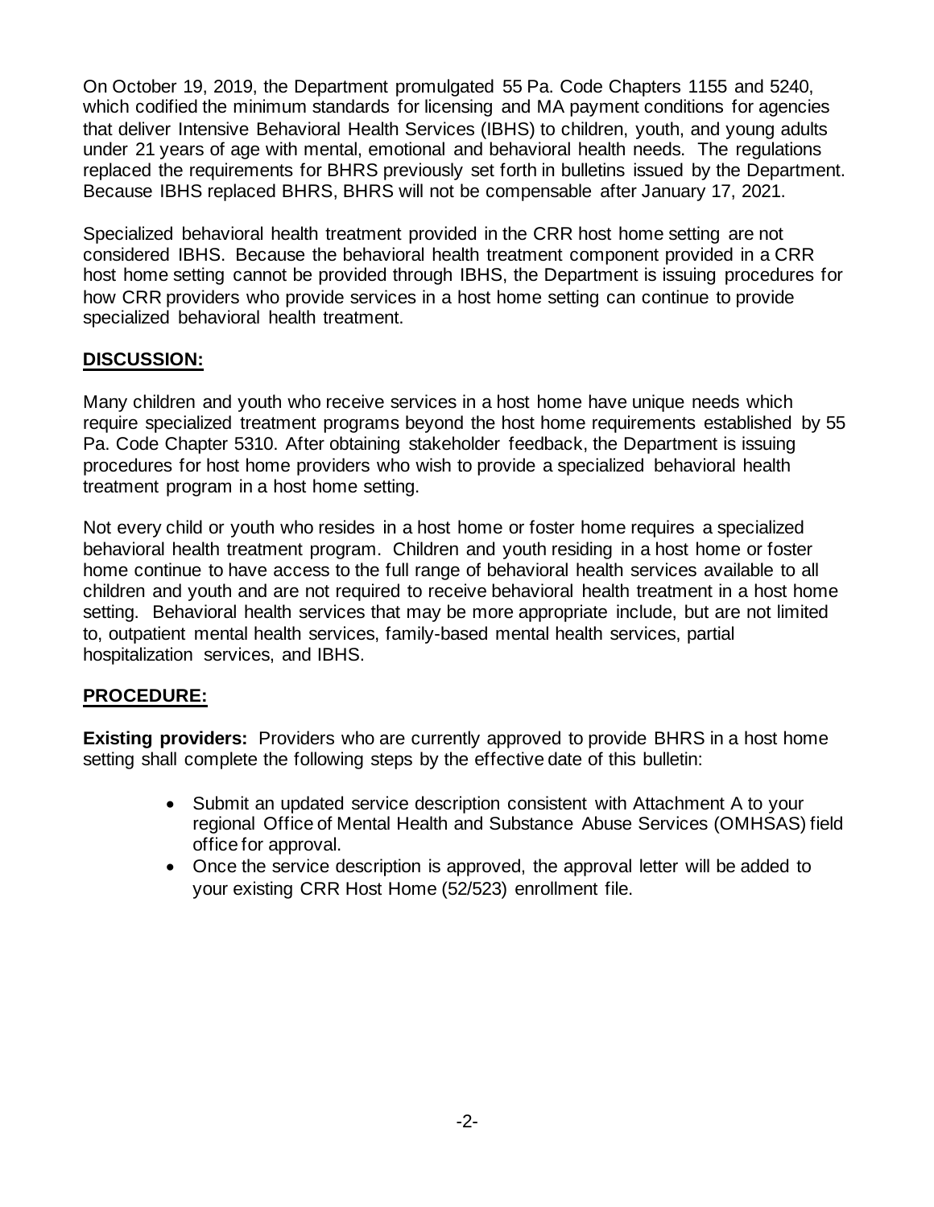On October 19, 2019, the Department promulgated 55 Pa. Code Chapters 1155 and 5240, which codified the minimum standards for licensing and MA payment conditions for agencies that deliver Intensive Behavioral Health Services (IBHS) to children, youth, and young adults under 21 years of age with mental, emotional and behavioral health needs. The regulations replaced the requirements for BHRS previously set forth in bulletins issued by the Department. Because IBHS replaced BHRS, BHRS will not be compensable after January 17, 2021.

Specialized behavioral health treatment provided in the CRR host home setting are not considered IBHS. Because the behavioral health treatment component provided in a CRR host home setting cannot be provided through IBHS, the Department is issuing procedures for how CRR providers who provide services in a host home setting can continue to provide specialized behavioral health treatment.

## DISCUSSION:

Many children and youth who receive services in a host home have unique needs which require specialized treatment programs beyond the host home requirements established by 55 Pa. Code Chapter 5310. After obtaining stakeholder feedback, the Department is issuing procedures for host home providers who wish to provide a specialized behavioral health treatment program in a host home setting.

Not every child or youth who resides in a host home or foster home requires a specialized behavioral health treatment program. Children and youth residing in a host home or foster home continue to have access to the full range of behavioral health services available to all children and youth and are not required to receive behavioral health treatment in a host home setting. Behavioral health services that may be more appropriate include, but are not limited to, outpatient mental health services, family-based mental health services, partial hospitalization services, and IBHS.

## PROCEDURE:

**Existing providers:** Providers who are currently approved to provide BHRS in a host home setting shall complete the following steps by the effective date of this bulletin:

- Submit an updated service description consistent with Attachment A to your regional Office of Mental Health and Substance Abuse Services (OMHSAS) field office for approval.
- Once the service description is approved, the approval letter will be added to your existing CRR Host Home (52/523) enrollment file.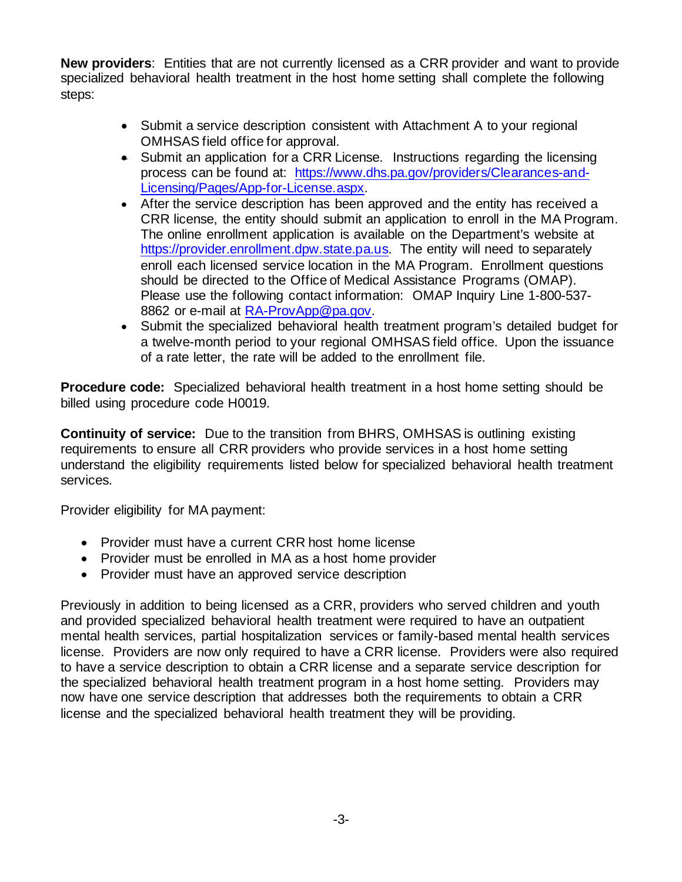**New providers**: Entities that are not currently licensed as a CRR provider and want to provide specialized behavioral health treatment in the host home setting shall complete the following steps:

- Submit a service description consistent with Attachment A to your regional OMHSAS field office for approval.
- Submit an application for a CRR License. Instructions regarding the licensing process can be found at: [https://www.dhs.pa.gov/providers/Clearances-and-Licensing/Pages/App-for-License.aspx](https://www.dhs.pa.gov/providers/Clearances-and-Licensing/Pages/App-for-License.aspx).
- After the service description has been approved and the entity has received a CRR license, the entity should submit an application to enroll in the MA Program. The online enrollment application is available on the Department's website at [https://provider.enrollment.dpw.state.pa.us](https://provider.enrollment.dpw.state.pa.us). The entity will need to separately enroll each licensed service location in the MA Program. Enrollment questions should be directed to the Office of Medical Assistance Programs (OMAP). Please use the following contact information: OMAP Inquiry Line 1-800-537-8862 or e-mail at [RA-ProvApp@pa.gov](mailto:RA-ProvApp@pa.gov).
- Submit the specialized behavioral health treatment program's detailed budget for a twelve-month period to your regional OMHSAS field office. Upon the issuance of a rate letter, the rate will be added to the enrollment file.

**Procedure code:** Specialized behavioral health treatment in a host home setting should be billed using procedure code H0019.

**Continuity of service:** Due to the transition from BHRS, OMHSAS is outlining existing requirements to ensure all CRR providers who provide services in a host home setting understand the eligibility requirements listed below for specialized behavioral health treatment services.

Provider eligibility for MA payment:

- Provider must have a current CRR host home license
- Provider must be enrolled in MA as a host home provider
- Provider must have an approved service description

Previously in addition to being licensed as a CRR, providers who served children and youth and provided specialized behavioral health treatment were required to have an outpatient mental health services, partial hospitalization services or family-based mental health services license. Providers are now only required to have a CRR license. Providers were also required to have a service description to obtain a CRR license and a separate service description for the specialized behavioral health treatment program in a host home setting. Providers may now have one service description that addresses both the requirements to obtain a CRR license and the specialized behavioral health treatment they will be providing.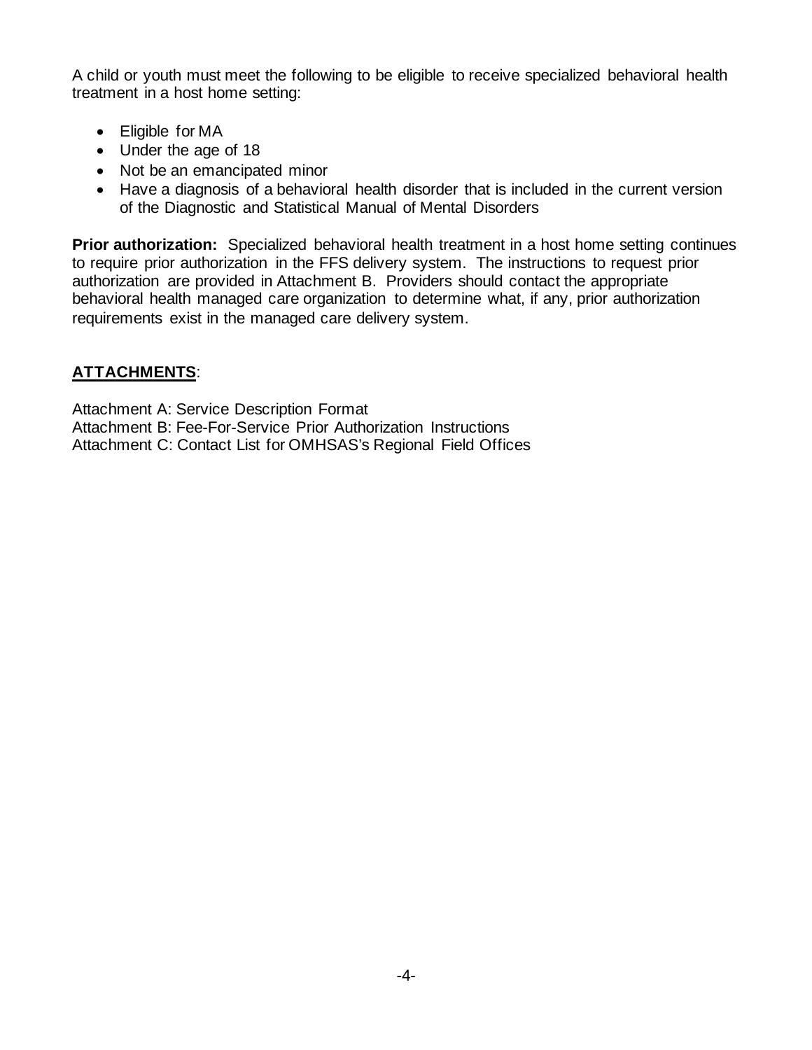A child or youth must meet the following to be eligible to receive specialized behavioral health treatment in a host home setting:

- Eligible for MA
- Under the age of 18
- Not be an emancipated minor
- Have a diagnosis of a behavioral health disorder that is included in the current version of the Diagnostic and Statistical Manual of Mental Disorders

**Prior authorization:** Specialized behavioral health treatment in a host home setting continues to require prior authorization in the FFS delivery system. The instructions to request prior authorization are provided in Attachment B. Providers should contact the appropriate behavioral health managed care organization to determine what, if any, prior authorization requirements exist in the managed care delivery system.

**ATTACHMENTS**:

Attachment A: Service Description Format
Attachment B: Fee-For-Service Prior Authorization Instructions
Attachment C: Contact List for OMHSAS's Regional Field Offices